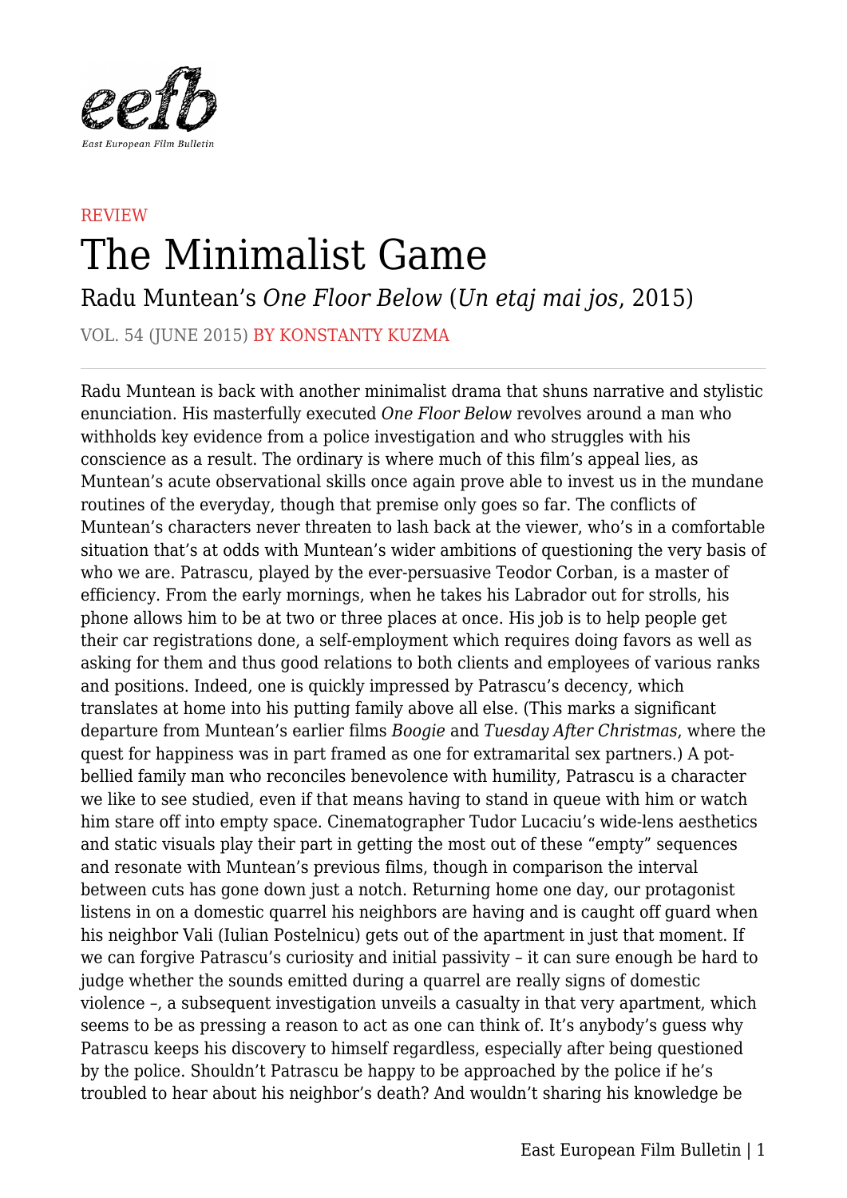REVIEW

# The Minimalist Game

## Radu Muntean's *One Floor Below* (*Un etaj mai jos*, 2015)

VOL. 54 (JUNE 2015) BY KONSTANTY KUZMA

Radu Muntean is back with another minimalist drama that shuns narrative and stylistic enunciation. His masterfully executed *One Floor Below* revolves around a man who withholds key evidence from a police investigation and who struggles with his conscience as a result. The ordinary is where much of this film's appeal lies, as Muntean's acute observational skills once again prove able to invest us in the mundane routines of the everyday, though that premise only goes so far. The conflicts of Muntean's characters never threaten to lash back at the viewer, who's in a comfortable situation that's at odds with Muntean's wider ambitions of questioning the very basis of who we are. Patrascu, played by the ever-persuasive Teodor Corban, is a master of efficiency. From the early mornings, when he takes his Labrador out for strolls, his phone allows him to be at two or three places at once. His job is to help people get their car registrations done, a self-employment which requires doing favors as well as asking for them and thus good relations to both clients and employees of various ranks and positions. Indeed, one is quickly impressed by Patrascu's decency, which translates at home into his putting family above all else. (This marks a significant departure from Muntean's earlier films *Boogie* and *Tuesday After Christmas*, where the quest for happiness was in part framed as one for extramarital sex partners.) A pot-bellied family man who reconciles benevolence with humility, Patrascu is a character we like to see studied, even if that means having to stand in queue with him or watch him stare off into empty space. Cinematographer Tudor Lucaciu's wide-lens aesthetics and static visuals play their part in getting the most out of these "empty" sequences and resonate with Muntean's previous films, though in comparison the interval between cuts has gone down just a notch. Returning home one day, our protagonist listens in on a domestic quarrel his neighbors are having and is caught off guard when his neighbor Vali (Iulian Postelnicu) gets out of the apartment in just that moment. If we can forgive Patrascu's curiosity and initial passivity – it can sure enough be hard to judge whether the sounds emitted during a quarrel are really signs of domestic violence –, a subsequent investigation unveils a casualty in that very apartment, which seems to be as pressing a reason to act as one can think of. It's anybody's guess why Patrascu keeps his discovery to himself regardless, especially after being questioned by the police. Shouldn't Patrascu be happy to be approached by the police if he's troubled to hear about his neighbor's death? And wouldn't sharing his knowledge be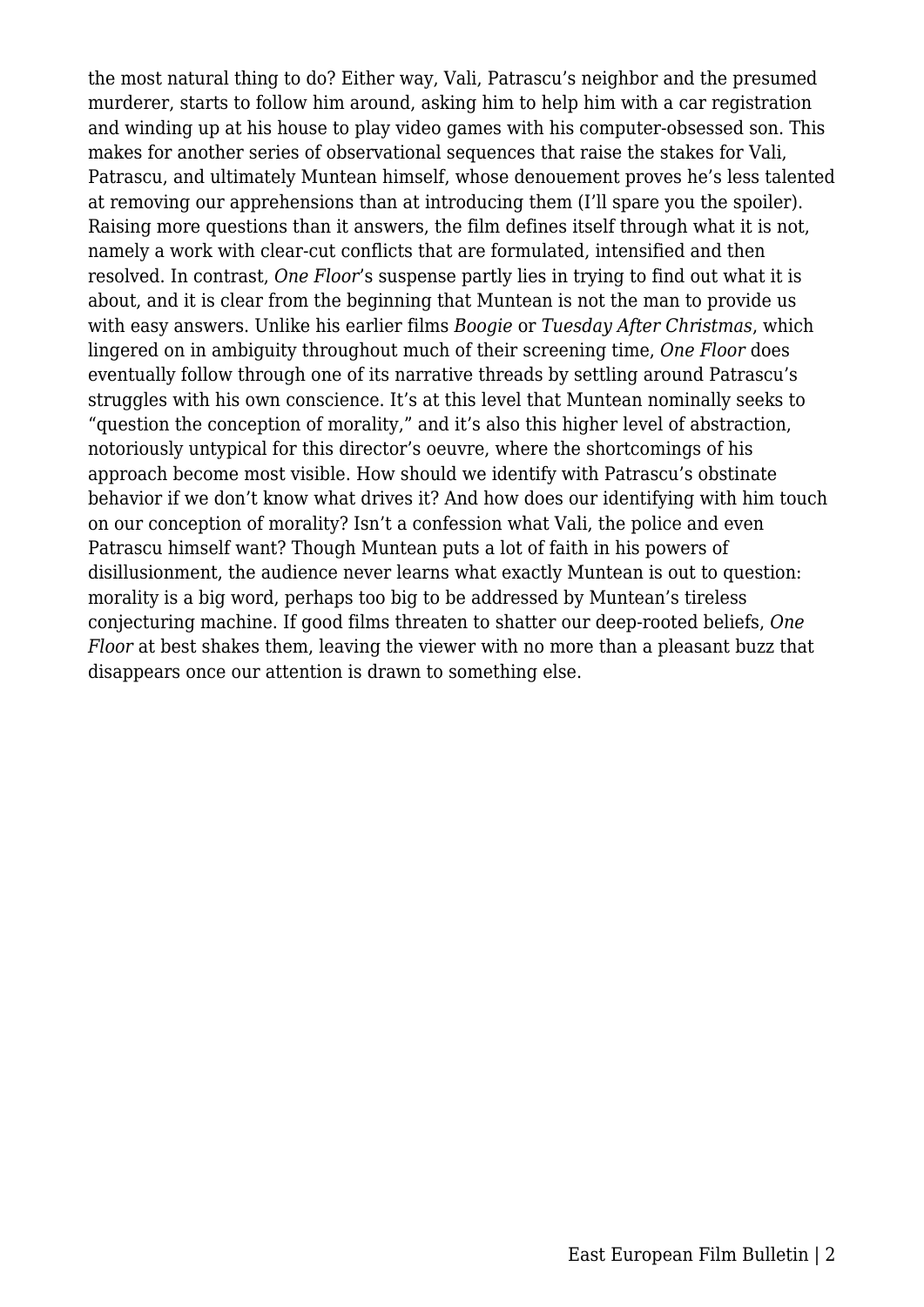the most natural thing to do? Either way, Vali, Patrascu's neighbor and the presumed murderer, starts to follow him around, asking him to help him with a car registration and winding up at his house to play video games with his computer-obsessed son. This makes for another series of observational sequences that raise the stakes for Vali, Patrascu, and ultimately Muntean himself, whose denouement proves he's less talented at removing our apprehensions than at introducing them (I'll spare you the spoiler). Raising more questions than it answers, the film defines itself through what it is not, namely a work with clear-cut conflicts that are formulated, intensified and then resolved. In contrast, *One Floor*'s suspense partly lies in trying to find out what it is about, and it is clear from the beginning that Muntean is not the man to provide us with easy answers. Unlike his earlier films *Boogie* or *Tuesday After Christmas*, which lingered on in ambiguity throughout much of their screening time, *One Floor* does eventually follow through one of its narrative threads by settling around Patrascu's struggles with his own conscience. It's at this level that Muntean nominally seeks to "question the conception of morality," and it's also this higher level of abstraction, notoriously untypical for this director's oeuvre, where the shortcomings of his approach become most visible. How should we identify with Patrascu's obstinate behavior if we don't know what drives it? And how does our identifying with him touch on our conception of morality? Isn't a confession what Vali, the police and even Patrascu himself want? Though Muntean puts a lot of faith in his powers of disillusionment, the audience never learns what exactly Muntean is out to question: morality is a big word, perhaps too big to be addressed by Muntean's tireless conjecturing machine. If good films threaten to shatter our deep-rooted beliefs, *One Floor* at best shakes them, leaving the viewer with no more than a pleasant buzz that disappears once our attention is drawn to something else.